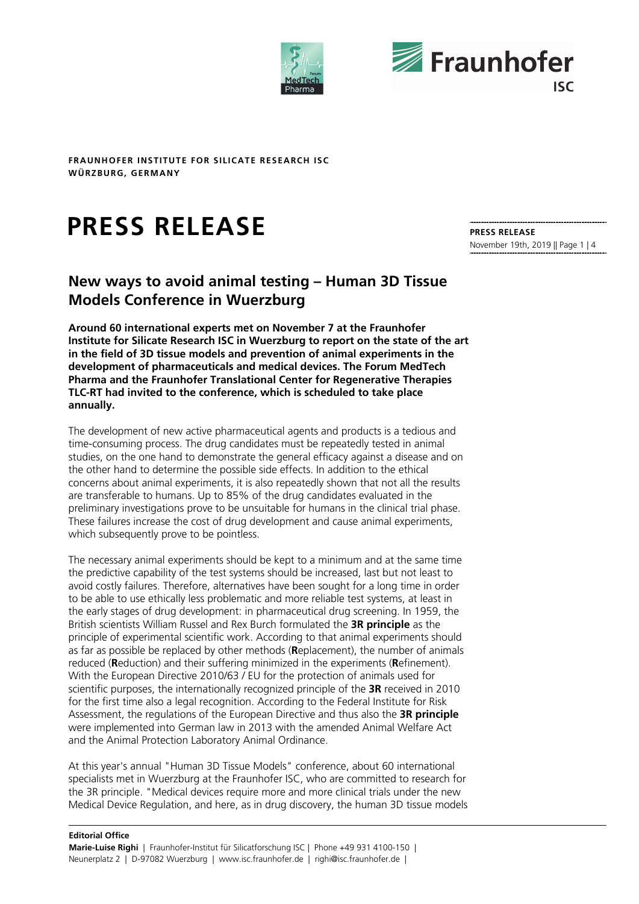**FRAUNHOFER INSTITUTE FOR SILICATE RESEARCH ISC**
**WÜRZBURG, GERMANY**

# PRESS RELEASE

**PRESS RELEASE**
November 19th, 2019 || Page 1 | 4

## New ways to avoid animal testing – Human 3D Tissue Models Conference in Wuerzburg

**Around 60 international experts met on November 7 at the Fraunhofer Institute for Silicate Research ISC in Wuerzburg to report on the state of the art in the field of 3D tissue models and prevention of animal experiments in the development of pharmaceuticals and medical devices. The Forum MedTech Pharma and the Fraunhofer Translational Center for Regenerative Therapies TLC-RT had invited to the conference, which is scheduled to take place annually.**

The development of new active pharmaceutical agents and products is a tedious and time-consuming process. The drug candidates must be repeatedly tested in animal studies, on the one hand to demonstrate the general efficacy against a disease and on the other hand to determine the possible side effects. In addition to the ethical concerns about animal experiments, it is also repeatedly shown that not all the results are transferable to humans. Up to 85% of the drug candidates evaluated in the preliminary investigations prove to be unsuitable for humans in the clinical trial phase. These failures increase the cost of drug development and cause animal experiments, which subsequently prove to be pointless.

The necessary animal experiments should be kept to a minimum and at the same time the predictive capability of the test systems should be increased, last but not least to avoid costly failures. Therefore, alternatives have been sought for a long time in order to be able to use ethically less problematic and more reliable test systems, at least in the early stages of drug development: in pharmaceutical drug screening. In 1959, the British scientists William Russel and Rex Burch formulated the **3R principle** as the principle of experimental scientific work. According to that animal experiments should as far as possible be replaced by other methods (**R**eplacement), the number of animals reduced (**R**eduction) and their suffering minimized in the experiments (**R**efinement). With the European Directive 2010/63 / EU for the protection of animals used for scientific purposes, the internationally recognized principle of the **3R** received in 2010 for the first time also a legal recognition. According to the Federal Institute for Risk Assessment, the regulations of the European Directive and thus also the **3R principle** were implemented into German law in 2013 with the amended Animal Welfare Act and the Animal Protection Laboratory Animal Ordinance.

At this year's annual "Human 3D Tissue Models" conference, about 60 international specialists met in Wuerzburg at the Fraunhofer ISC, who are committed to research for the 3R principle. "Medical devices require more and more clinical trials under the new Medical Device Regulation, and here, as in drug discovery, the human 3D tissue models

**Editorial Office**
**Marie-Luise Righi** | Fraunhofer-Institut für Silicatforschung ISC | Phone +49 931 4100-150 | Neunerplatz 2 | D-97082 Wuerzburg | www.isc.fraunhofer.de | righi@isc.fraunhofer.de |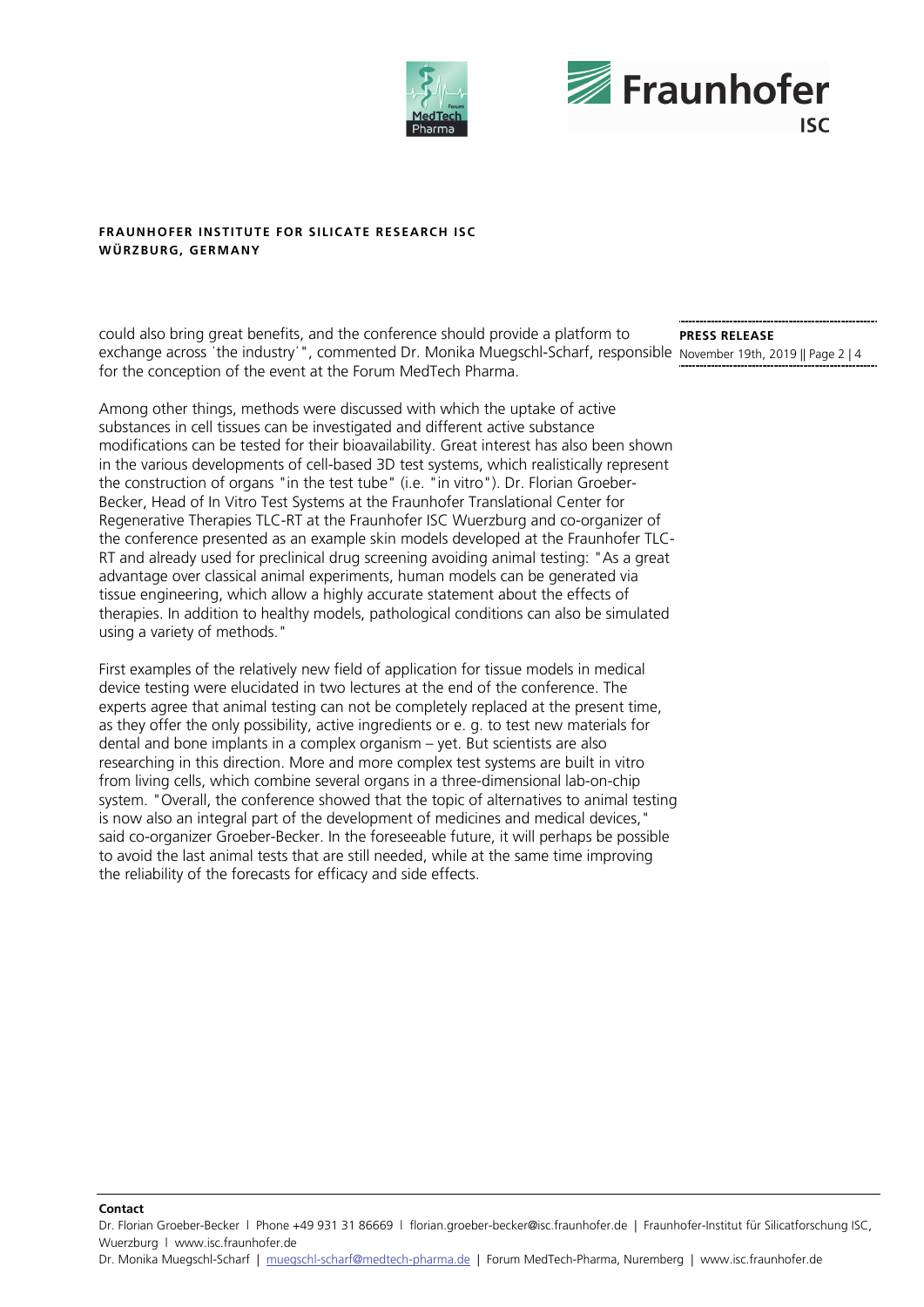**FRAUNHOFER INSTITUTE FOR SILICATE RESEARCH ISC**
**WÜRZBURG, GERMANY**

**PRESS RELEASE**

November 19th, 2019 || Page 2 | 4

could also bring great benefits, and the conference should provide a platform to exchange across 'the industry'", commented Dr. Monika Muegschl-Scharf, responsible for the conception of the event at the Forum MedTech Pharma.

Among other things, methods were discussed with which the uptake of active substances in cell tissues can be investigated and different active substance modifications can be tested for their bioavailability. Great interest has also been shown in the various developments of cell-based 3D test systems, which realistically represent the construction of organs "in the test tube" (i.e. "in vitro"). Dr. Florian Groeber-Becker, Head of In Vitro Test Systems at the Fraunhofer Translational Center for Regenerative Therapies TLC-RT at the Fraunhofer ISC Wuerzburg and co-organizer of the conference presented as an example skin models developed at the Fraunhofer TLC-RT and already used for preclinical drug screening avoiding animal testing: "As a great advantage over classical animal experiments, human models can be generated via tissue engineering, which allow a highly accurate statement about the effects of therapies. In addition to healthy models, pathological conditions can also be simulated using a variety of methods."

First examples of the relatively new field of application for tissue models in medical device testing were elucidated in two lectures at the end of the conference. The experts agree that animal testing can not be completely replaced at the present time, as they offer the only possibility, active ingredients or e. g. to test new materials for dental and bone implants in a complex organism – yet. But scientists are also researching in this direction. More and more complex test systems are built in vitro from living cells, which combine several organs in a three-dimensional lab-on-chip system. "Overall, the conference showed that the topic of alternatives to animal testing is now also an integral part of the development of medicines and medical devices," said co-organizer Groeber-Becker. In the foreseeable future, it will perhaps be possible to avoid the last animal tests that are still needed, while at the same time improving the reliability of the forecasts for efficacy and side effects.

**Contact**

Dr. Florian Groeber-Becker | Phone +49 931 31 86669 | florian.groeber-becker@isc.fraunhofer.de | Fraunhofer-Institut für Silicatforschung ISC, Wuerzburg | www.isc.fraunhofer.de

Dr. Monika Muegschl-Scharf | muegschl-scharf@medtech-pharma.de | Forum MedTech-Pharma, Nuremberg | www.isc.fraunhofer.de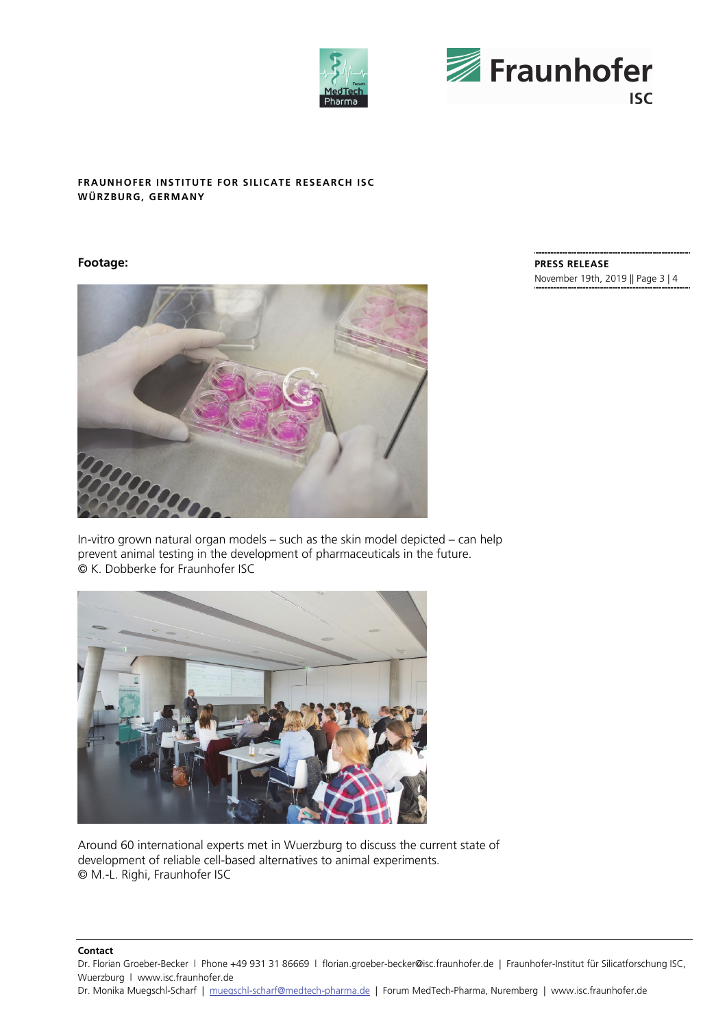**FRAUNHOFER INSTITUTE FOR SILICATE RESEARCH ISC**
**WÜRZBURG, GERMANY**

**PRESS RELEASE**
November 19th, 2019

**Footage:**

In-vitro grown natural organ models – such as the skin model depicted – can help prevent animal testing in the development of pharmaceuticals in the future.
© K. Dobberke for Fraunhofer ISC

Around 60 international experts met in Wuerzburg to discuss the current state of development of reliable cell-based alternatives to animal experiments.
© M.-L. Righi, Fraunhofer ISC

**Contact**

Dr. Florian Groeber-Becker | Phone +49 931 31 86669 | florian.groeber-becker@isc.fraunhofer.de | Fraunhofer-Institut für Silicatforschung ISC, Wuerzburg | www.isc.fraunhofer.de

Dr. Monika Muegschl-Scharf | muegschl-scharf@medtech-pharma.de | Forum MedTech-Pharma, Nuremberg | www.isc.fraunhofer.de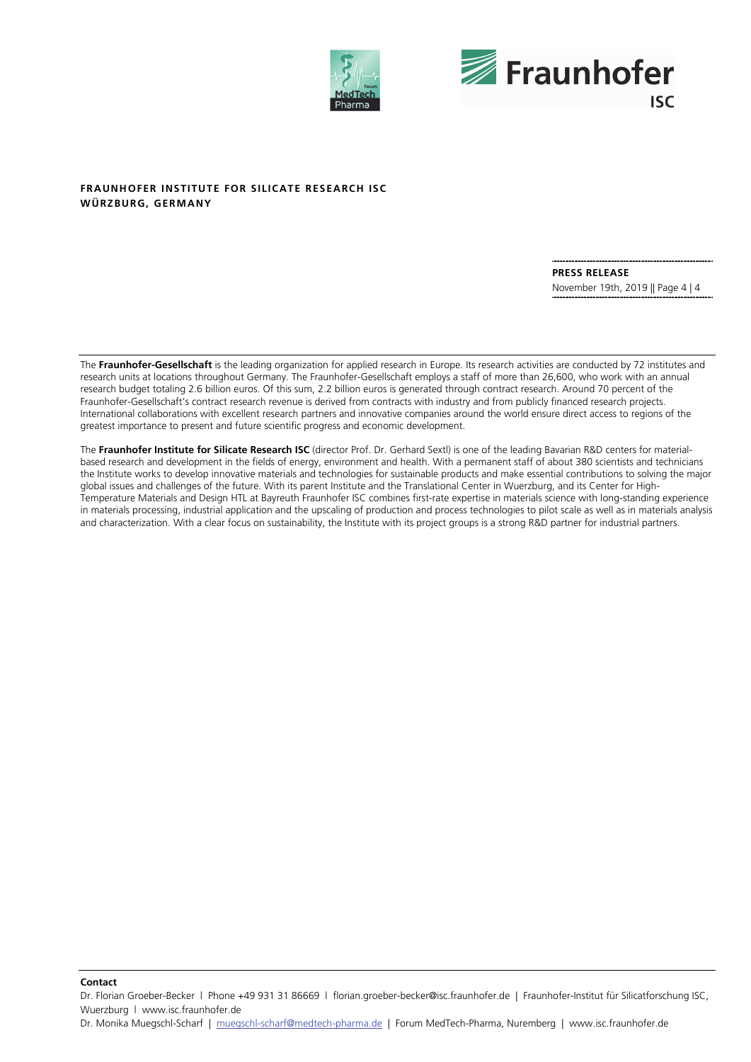**FRAUNHOFER INSTITUTE FOR SILICATE RESEARCH ISC**
**WÜRZBURG, GERMANY**

**PRESS RELEASE**
November 19th, 2019 || Page 4 | 4

The **Fraunhofer-Gesellschaft** is the leading organization for applied research in Europe. Its research activities are conducted by 72 institutes and research units at locations throughout Germany. The Fraunhofer-Gesellschaft employs a staff of more than 26,600, who work with an annual research budget totaling 2.6 billion euros. Of this sum, 2.2 billion euros is generated through contract research. Around 70 percent of the Fraunhofer-Gesellschaft's contract research revenue is derived from contracts with industry and from publicly financed research projects. International collaborations with excellent research partners and innovative companies around the world ensure direct access to regions of the greatest importance to present and future scientific progress and economic development.

The **Fraunhofer Institute for Silicate Research ISC** (director Prof. Dr. Gerhard Sextl) is one of the leading Bavarian R&D centers for material-based research and development in the fields of energy, environment and health. With a permanent staff of about 380 scientists and technicians the Institute works to develop innovative materials and technologies for sustainable products and make essential contributions to solving the major global issues and challenges of the future. With its parent Institute and the Translational Center in Wuerzburg, and its Center for High-Temperature Materials and Design HTL at Bayreuth Fraunhofer ISC combines first-rate expertise in materials science with long-standing experience in materials processing, industrial application and the upscaling of production and process technologies to pilot scale as well as in materials analysis and characterization. With a clear focus on sustainability, the Institute with its project groups is a strong R&D partner for industrial partners.

**Contact**

Dr. Florian Groeber-Becker | Phone +49 931 31 86669 | florian.groeber-becker@isc.fraunhofer.de | Fraunhofer-Institut für Silicatforschung ISC, Wuerzburg | www.isc.fraunhofer.de

Dr. Monika Muegschl-Scharf | muegschl-scharf@medtech-pharma.de | Forum MedTech-Pharma, Nuremberg | www.isc.fraunhofer.de